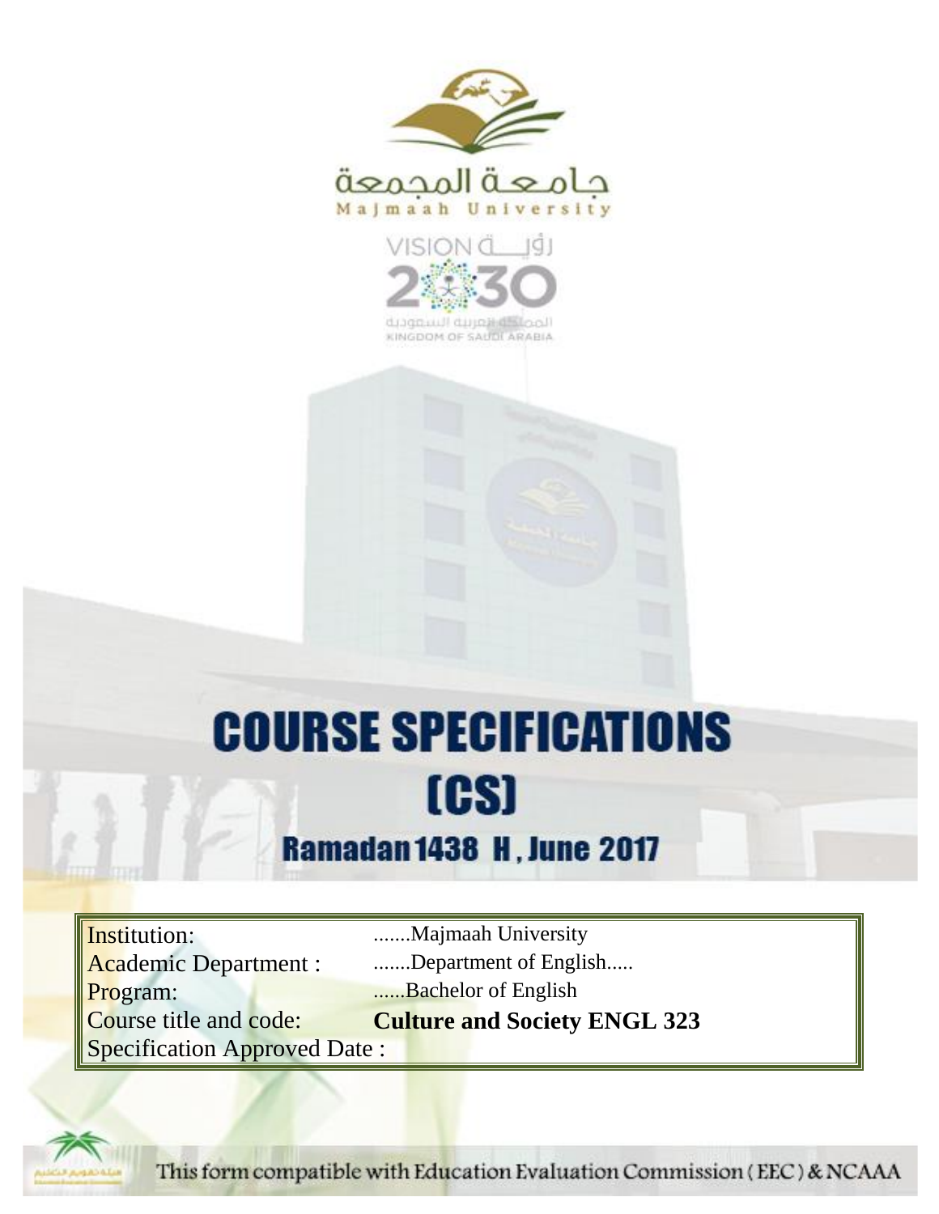جامعة المجمعة
Majmaah University

VISION رؤية 2030
المملكة العربية السعودية
KINGDOM OF SAUDI ARABIA

# COURSE SPECIFICATIONS (CS)

## Ramadan 1438 H , June 2017

| | |
|---|---|
| Institution: | .......Majmaah University |
| Academic Department : | .......Department of English..... |
| Program: | ......Bachelor of English |
| Course title and code: | **Culture and Society ENGL 323** |
| Specification Approved Date : | |

This form compatible with Education Evaluation Commission ( EEC ) & NCAAA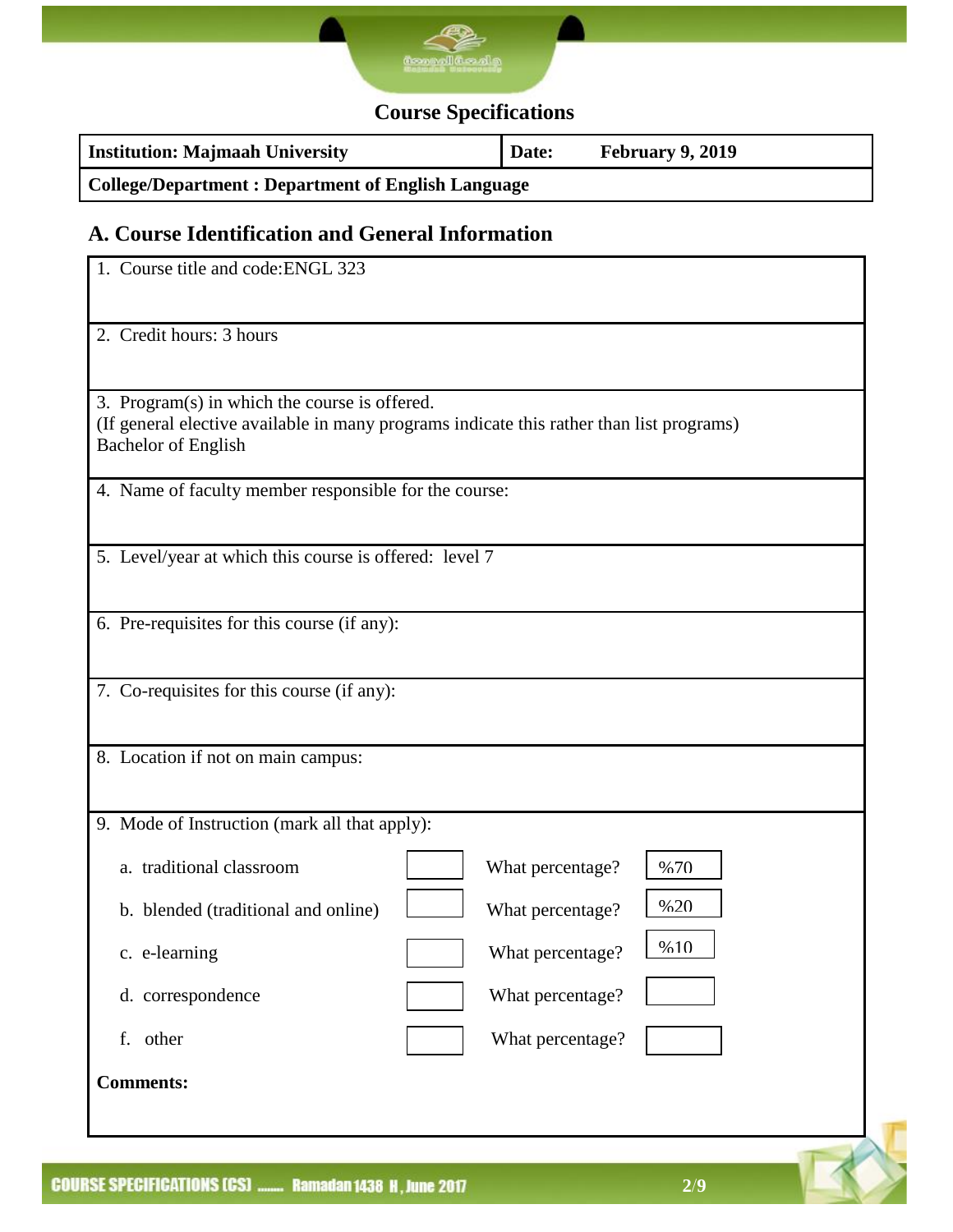## Course Specifications

| Institution: Majmaah University | Date: February 9, 2019 |
|---|---|
| College/Department : Department of English Language | |

## A. Course Identification and General Information

1. Course title and code:ENGL 323

2. Credit hours: 3 hours

3. Program(s) in which the course is offered.
(If general elective available in many programs indicate this rather than list programs)
Bachelor of English

4. Name of faculty member responsible for the course:

5. Level/year at which this course is offered: level 7

6. Pre-requisites for this course (if any):

7. Co-requisites for this course (if any):

8. Location if not on main campus:

9. Mode of Instruction (mark all that apply):

| Mode | | What percentage? | |
|---|---|---|---|
| a. traditional classroom | | What percentage? | %70 |
| b. blended (traditional and online) | | What percentage? | %20 |
| c. e-learning | | What percentage? | %10 |
| d. correspondence | | What percentage? | |
| f. other | | What percentage? | |

**Comments:**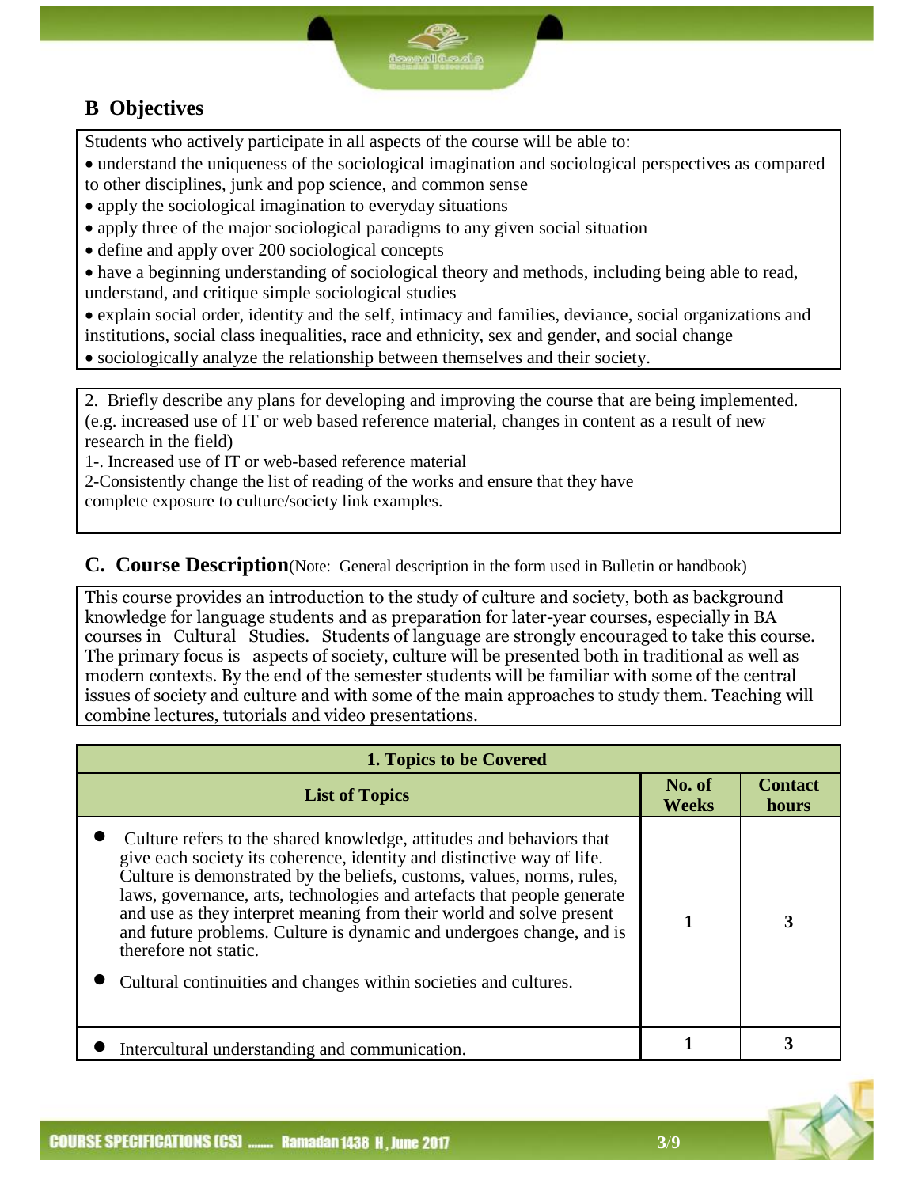## B Objectives

Students who actively participate in all aspects of the course will be able to:

- understand the uniqueness of the sociological imagination and sociological perspectives as compared to other disciplines, junk and pop science, and common sense
- apply the sociological imagination to everyday situations
- apply three of the major sociological paradigms to any given social situation
- define and apply over 200 sociological concepts
- have a beginning understanding of sociological theory and methods, including being able to read, understand, and critique simple sociological studies
- explain social order, identity and the self, intimacy and families, deviance, social organizations and institutions, social class inequalities, race and ethnicity, sex and gender, and social change
- sociologically analyze the relationship between themselves and their society.

2. Briefly describe any plans for developing and improving the course that are being implemented. (e.g. increased use of IT or web based reference material, changes in content as a result of new research in the field)

1-. Increased use of IT or web-based reference material

2-Consistently change the list of reading of the works and ensure that they have complete exposure to culture/society link examples.

## C. Course Description

(Note: General description in the form used in Bulletin or handbook)

This course provides an introduction to the study of culture and society, both as background knowledge for language students and as preparation for later-year courses, especially in BA courses in Cultural Studies. Students of language are strongly encouraged to take this course. The primary focus is aspects of society, culture will be presented both in traditional as well as modern contexts. By the end of the semester students will be familiar with some of the central issues of society and culture and with some of the main approaches to study them. Teaching will combine lectures, tutorials and video presentations.

| 1. Topics to be Covered | | |
|---|---|---|
| **List of Topics** | **No. of Weeks** | **Contact hours** |
| • Culture refers to the shared knowledge, attitudes and behaviors that give each society its coherence, identity and distinctive way of life. Culture is demonstrated by the beliefs, customs, values, norms, rules, laws, governance, arts, technologies and artefacts that people generate and use as they interpret meaning from their world and solve present and future problems. Culture is dynamic and undergoes change, and is therefore not static. <br> • Cultural continuities and changes within societies and cultures. | 1 | 3 |
| • Intercultural understanding and communication. | 1 | 3 |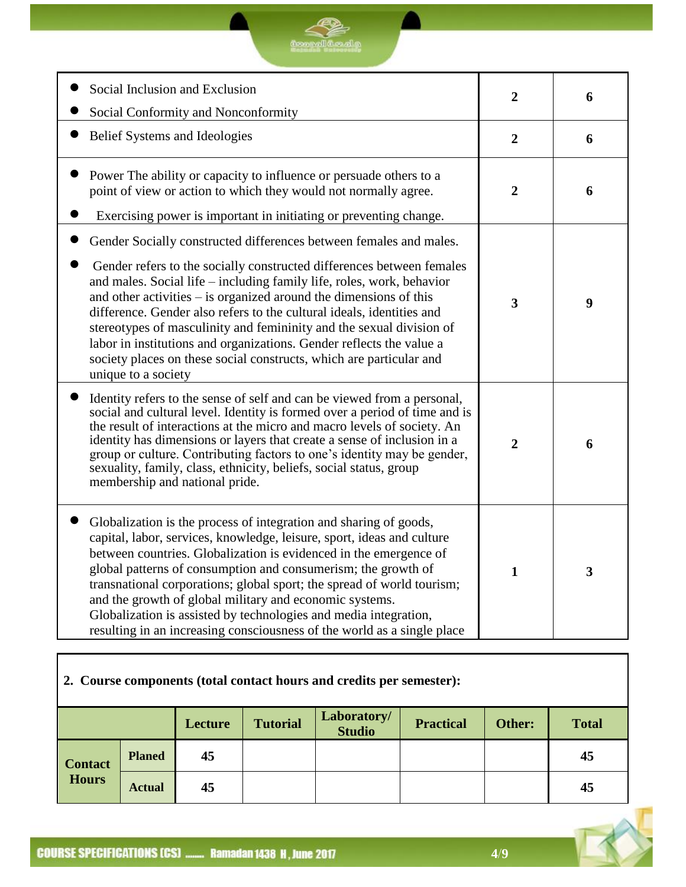| | | |
|---|---|---|
| • Social Inclusion and Exclusion<br>• Social Conformity and Nonconformity | **2** | **6** |
| • Belief Systems and Ideologies | **2** | **6** |
| • Power The ability or capacity to influence or persuade others to a point of view or action to which they would not normally agree.<br>• Exercising power is important in initiating or preventing change. | **2** | **6** |
| • Gender Socially constructed differences between females and males.<br>• Gender refers to the socially constructed differences between females and males. Social life – including family life, roles, work, behavior and other activities – is organized around the dimensions of this difference. Gender also refers to the cultural ideals, identities and stereotypes of masculinity and femininity and the sexual division of labor in institutions and organizations. Gender reflects the value a society places on these social constructs, which are particular and unique to a society | **3** | **9** |
| • Identity refers to the sense of self and can be viewed from a personal, social and cultural level. Identity is formed over a period of time and is the result of interactions at the micro and macro levels of society. An identity has dimensions or layers that create a sense of inclusion in a group or culture. Contributing factors to one's identity may be gender, sexuality, family, class, ethnicity, beliefs, social status, group membership and national pride. | **2** | **6** |
| • Globalization is the process of integration and sharing of goods, capital, labor, services, knowledge, leisure, sport, ideas and culture between countries. Globalization is evidenced in the emergence of global patterns of consumption and consumerism; the growth of transnational corporations; global sport; the spread of world tourism; and the growth of global military and economic systems. Globalization is assisted by technologies and media integration, resulting in an increasing consciousness of the world as a single place | **1** | **3** |

**2. Course components (total contact hours and credits per semester):**

| | | Lecture | Tutorial | Laboratory/ Studio | Practical | Other: | Total |
|---|---|---|---|---|---|---|---|
| **Contact Hours** | **Planed** | **45** | | | | | **45** |
| | **Actual** | **45** | | | | | **45** |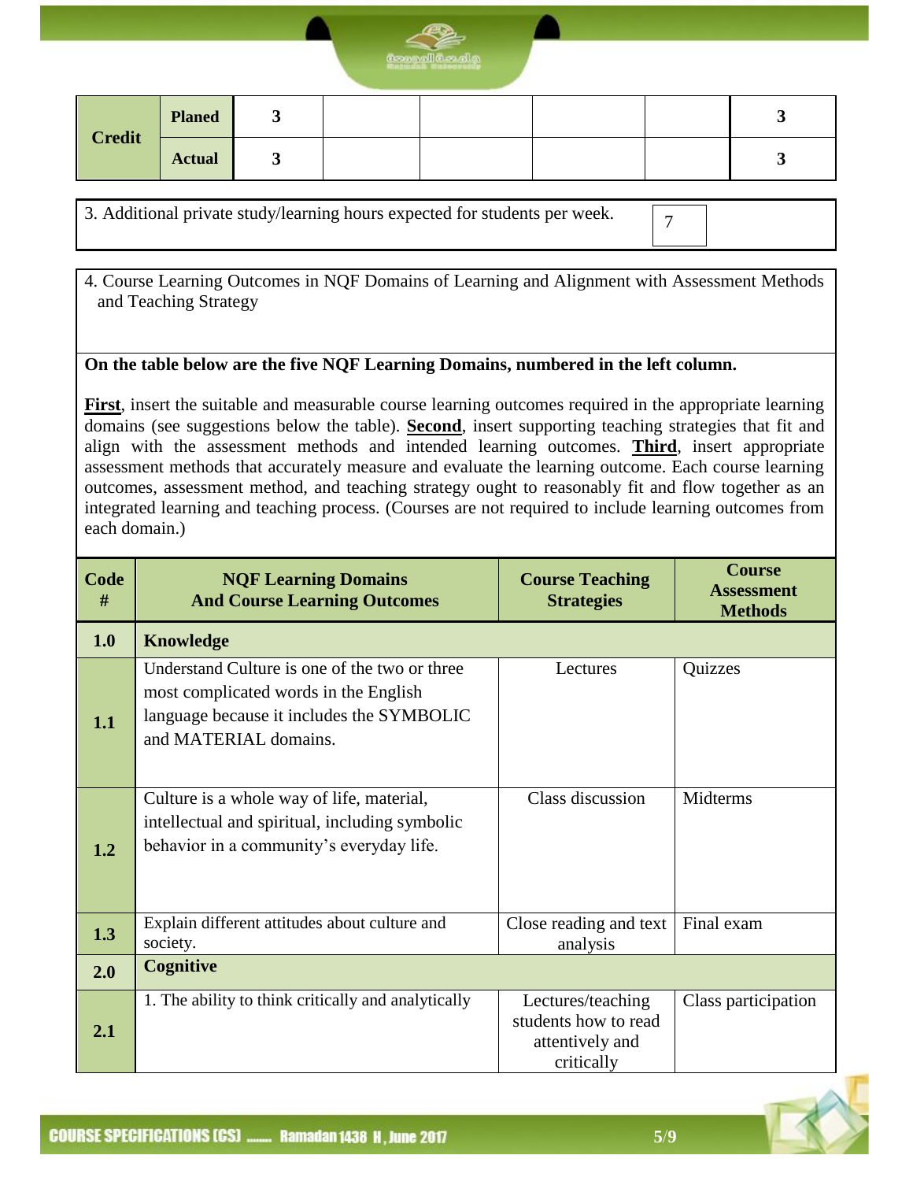| Credit | Planed | 3 | | | | | 3 |
|---|---|---|---|---|---|---|---|
| | Actual | 3 | | | | | 3 |

| 3. Additional private study/learning hours expected for students per week. | 7 |
|---|---|

4. Course Learning Outcomes in NQF Domains of Learning and Alignment with Assessment Methods and Teaching Strategy

**On the table below are the five NQF Learning Domains, numbered in the left column.**

**First**, insert the suitable and measurable course learning outcomes required in the appropriate learning domains (see suggestions below the table). **Second**, insert supporting teaching strategies that fit and align with the assessment methods and intended learning outcomes. **Third**, insert appropriate assessment methods that accurately measure and evaluate the learning outcome. Each course learning outcomes, assessment method, and teaching strategy ought to reasonably fit and flow together as an integrated learning and teaching process. (Courses are not required to include learning outcomes from each domain.)

| Code # | NQF Learning Domains And Course Learning Outcomes | Course Teaching Strategies | Course Assessment Methods |
|---|---|---|---|
| **1.0** | **Knowledge** | | |
| **1.1** | Understand Culture is one of the two or three most complicated words in the English language because it includes the SYMBOLIC and MATERIAL domains. | Lectures | Quizzes |
| **1.2** | Culture is a whole way of life, material, intellectual and spiritual, including symbolic behavior in a community's everyday life. | Class discussion | Midterms |
| **1.3** | Explain different attitudes about culture and society. | Close reading and text analysis | Final exam |
| **2.0** | **Cognitive** | | |
| **2.1** | 1. The ability to think critically and analytically | Lectures/teaching students how to read attentively and critically | Class participation |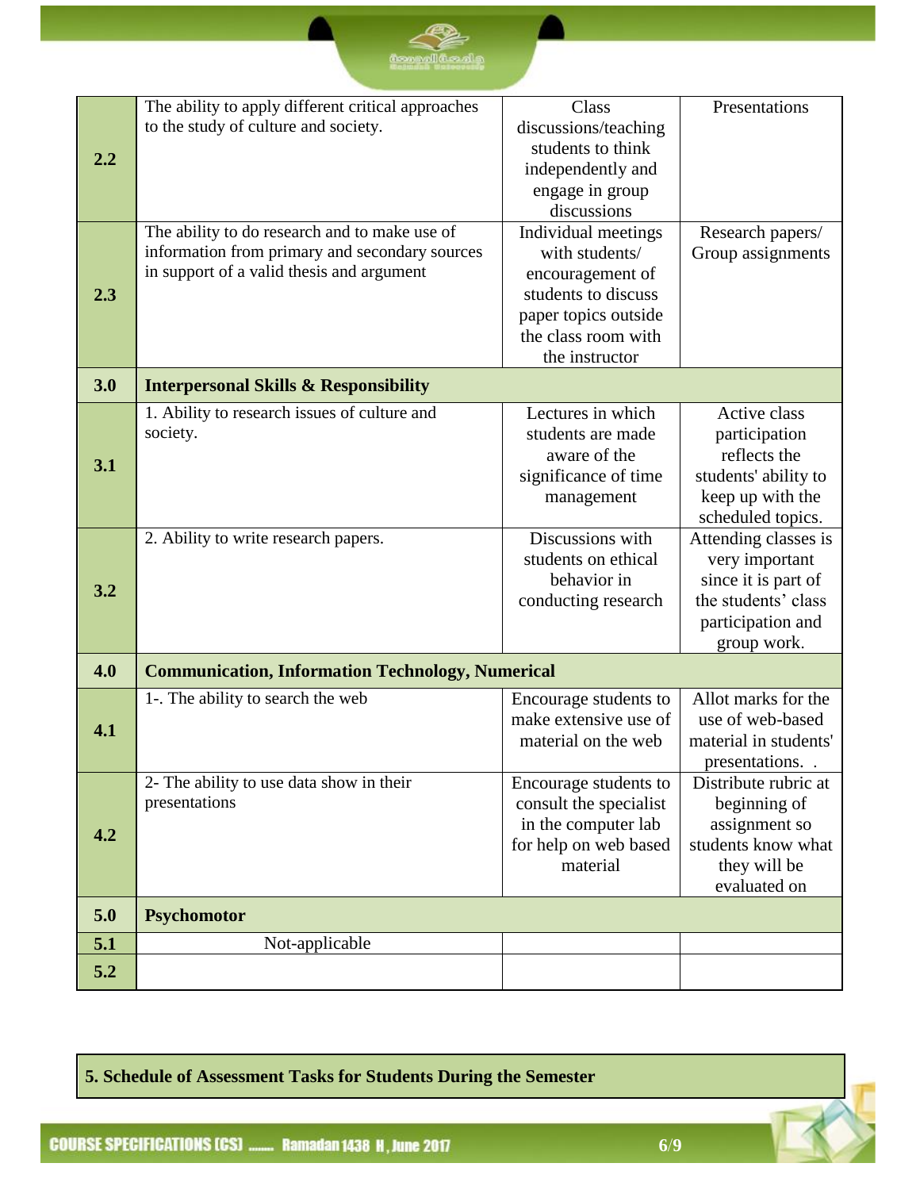| | | | |
|---|---|---|---|
| 2.2 | The ability to apply different critical approaches to the study of culture and society. | Class discussions/teaching students to think independently and engage in group discussions | Presentations |
| 2.3 | The ability to do research and to make use of information from primary and secondary sources in support of a valid thesis and argument | Individual meetings with students/ encouragement of students to discuss paper topics outside the class room with the instructor | Research papers/ Group assignments |
| **3.0** | **Interpersonal Skills & Responsibility** | | |
| 3.1 | 1. Ability to research issues of culture and society. | Lectures in which students are made aware of the significance of time management | Active class participation reflects the students' ability to keep up with the scheduled topics. |
| 3.2 | 2. Ability to write research papers. | Discussions with students on ethical behavior in conducting research | Attending classes is very important since it is part of the students' class participation and group work. |
| **4.0** | **Communication, Information Technology, Numerical** | | |
| 4.1 | 1-. The ability to search the web | Encourage students to make extensive use of material on the web | Allot marks for the use of web-based material in students' presentations. . |
| 4.2 | 2- The ability to use data show in their presentations | Encourage students to consult the specialist in the computer lab for help on web based material | Distribute rubric at beginning of assignment so students know what they will be evaluated on |
| **5.0** | **Psychomotor** | | |
| 5.1 | Not-applicable | | |
| 5.2 | | | |

**5. Schedule of Assessment Tasks for Students During the Semester**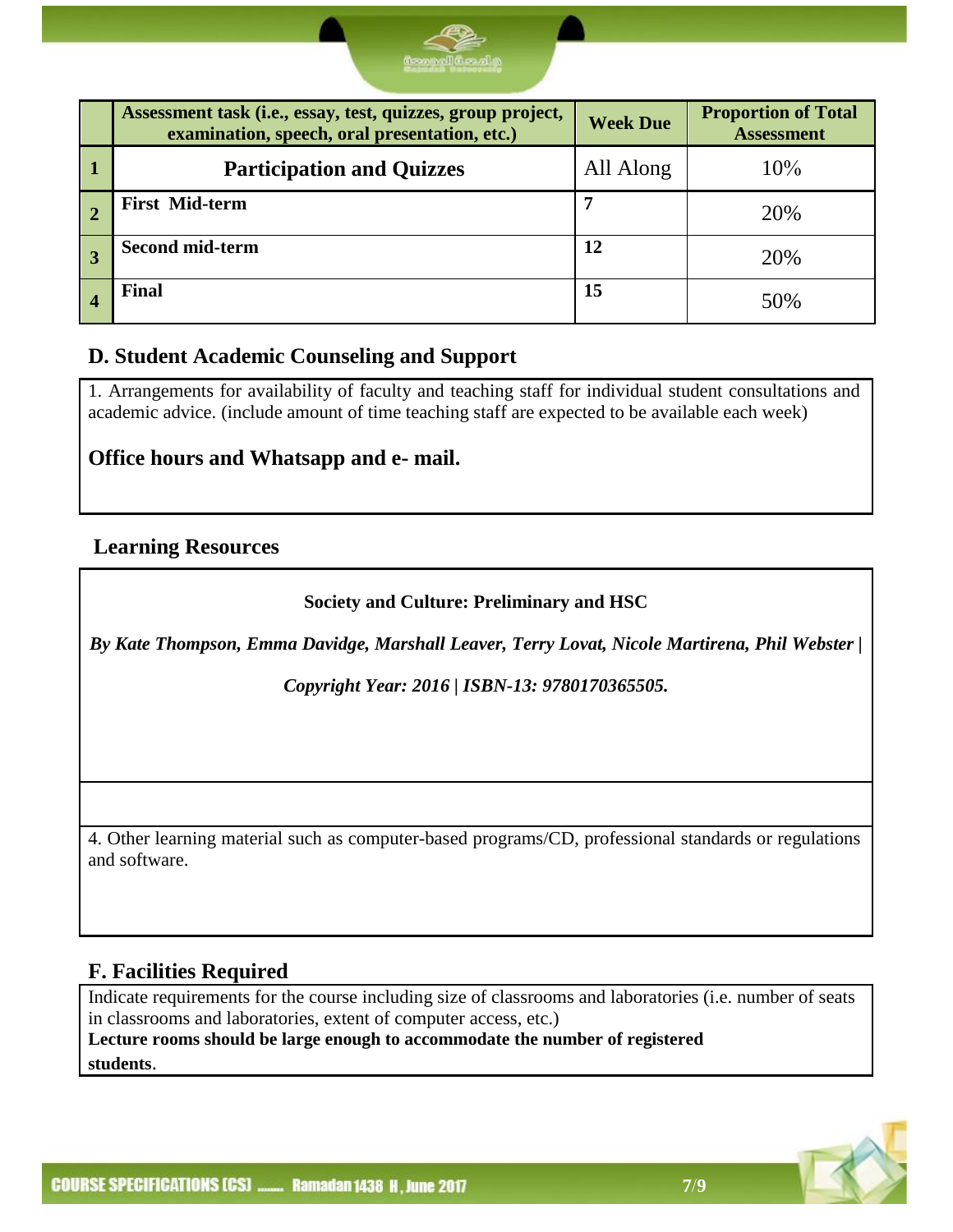| | Assessment task (i.e., essay, test, quizzes, group project, examination, speech, oral presentation, etc.) | Week Due | Proportion of Total Assessment |
|---|---|---|---|
| 1 | **Participation and Quizzes** | All Along | 10% |
| 2 | **First Mid-term** | **7** | 20% |
| 3 | **Second mid-term** | **12** | 20% |
| 4 | **Final** | **15** | 50% |

## D. Student Academic Counseling and Support

1. Arrangements for availability of faculty and teaching staff for individual student consultations and academic advice. (include amount of time teaching staff are expected to be available each week)

**Office hours and Whatsapp and e- mail.**

## Learning Resources

**Society and Culture: Preliminary and HSC**

***By Kate Thompson, Emma Davidge, Marshall Leaver, Terry Lovat, Nicole Martirena, Phil Webster |***

***Copyright Year: 2016 | ISBN-13: 9780170365505.***

4. Other learning material such as computer-based programs/CD, professional standards or regulations and software.

## F. Facilities Required

Indicate requirements for the course including size of classrooms and laboratories (i.e. number of seats in classrooms and laboratories, extent of computer access, etc.)

**Lecture rooms should be large enough to accommodate the number of registered students**.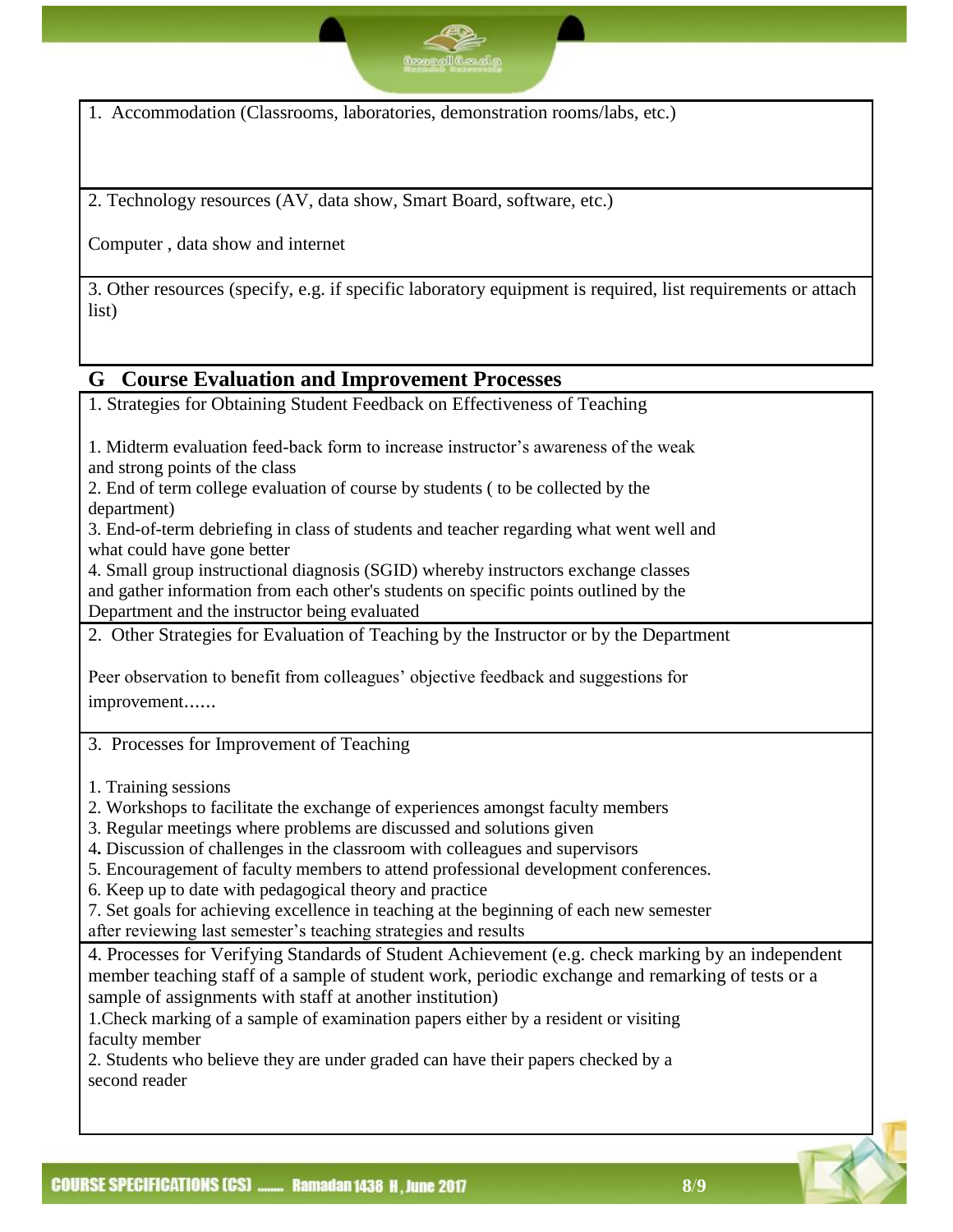1. Accommodation (Classrooms, laboratories, demonstration rooms/labs, etc.)

2. Technology resources (AV, data show, Smart Board, software, etc.)

Computer , data show and internet

3. Other resources (specify, e.g. if specific laboratory equipment is required, list requirements or attach list)

## G Course Evaluation and Improvement Processes

1. Strategies for Obtaining Student Feedback on Effectiveness of Teaching

1. Midterm evaluation feed-back form to increase instructor's awareness of the weak and strong points of the class
2. End of term college evaluation of course by students ( to be collected by the department)
3. End-of-term debriefing in class of students and teacher regarding what went well and what could have gone better
4. Small group instructional diagnosis (SGID) whereby instructors exchange classes and gather information from each other's students on specific points outlined by the Department and the instructor being evaluated

2. Other Strategies for Evaluation of Teaching by the Instructor or by the Department

Peer observation to benefit from colleagues' objective feedback and suggestions for improvement……

3. Processes for Improvement of Teaching

1. Training sessions
2. Workshops to facilitate the exchange of experiences amongst faculty members
3. Regular meetings where problems are discussed and solutions given
4. Discussion of challenges in the classroom with colleagues and supervisors
5. Encouragement of faculty members to attend professional development conferences.
6. Keep up to date with pedagogical theory and practice
7. Set goals for achieving excellence in teaching at the beginning of each new semester after reviewing last semester's teaching strategies and results

4. Processes for Verifying Standards of Student Achievement (e.g. check marking by an independent member teaching staff of a sample of student work, periodic exchange and remarking of tests or a sample of assignments with staff at another institution)

1. Check marking of a sample of examination papers either by a resident or visiting faculty member
2. Students who believe they are under graded can have their papers checked by a second reader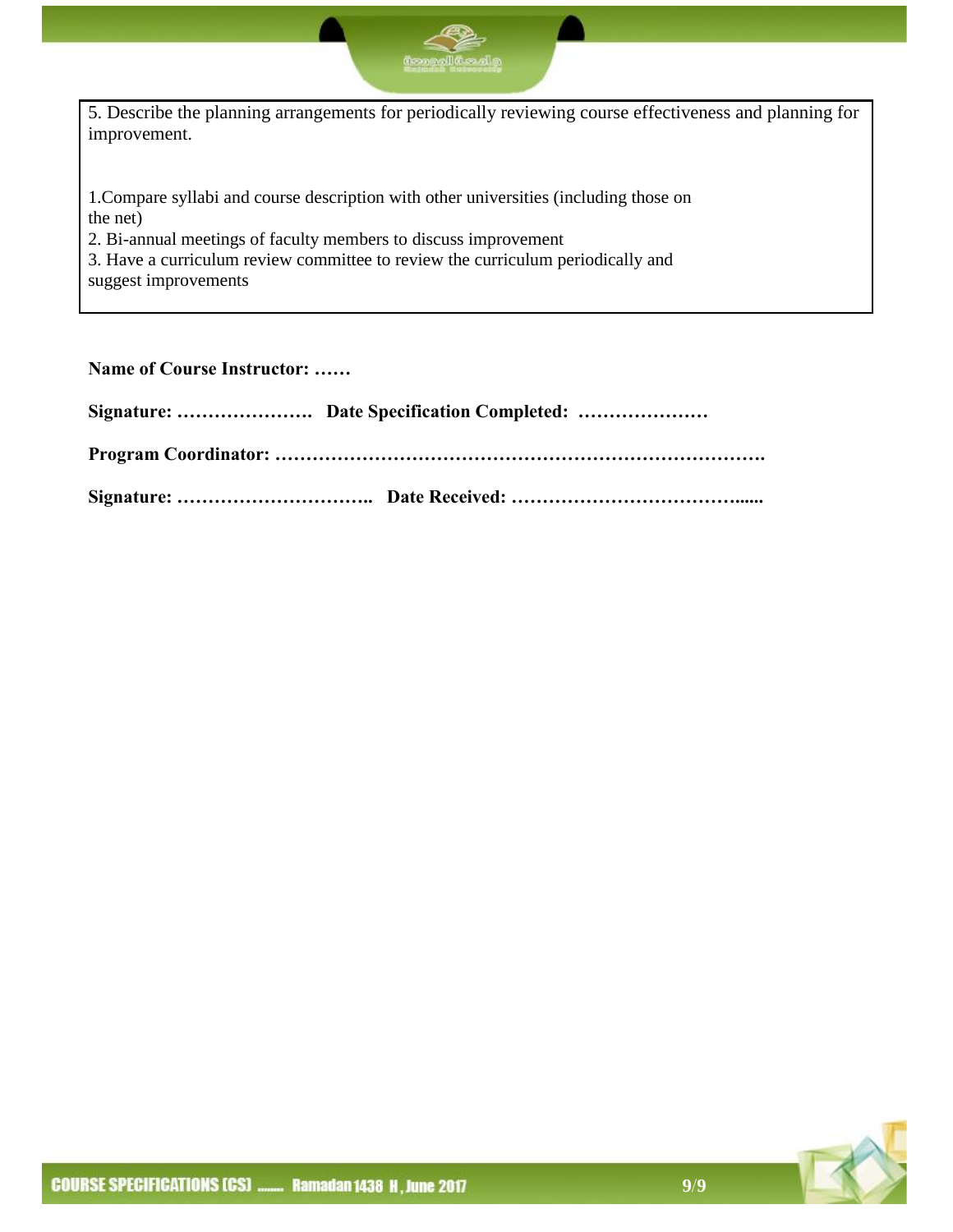5. Describe the planning arrangements for periodically reviewing course effectiveness and planning for improvement.

1.Compare syllabi and course description with other universities (including those on the net)
2. Bi-annual meetings of faculty members to discuss improvement
3. Have a curriculum review committee to review the curriculum periodically and suggest improvements

**Name of Course Instructor: ……**

**Signature: …………………. Date Specification Completed: …………………**

**Program Coordinator: ……………………………………………………………………….**

**Signature: ………………………….. Date Received: ………………………………......**